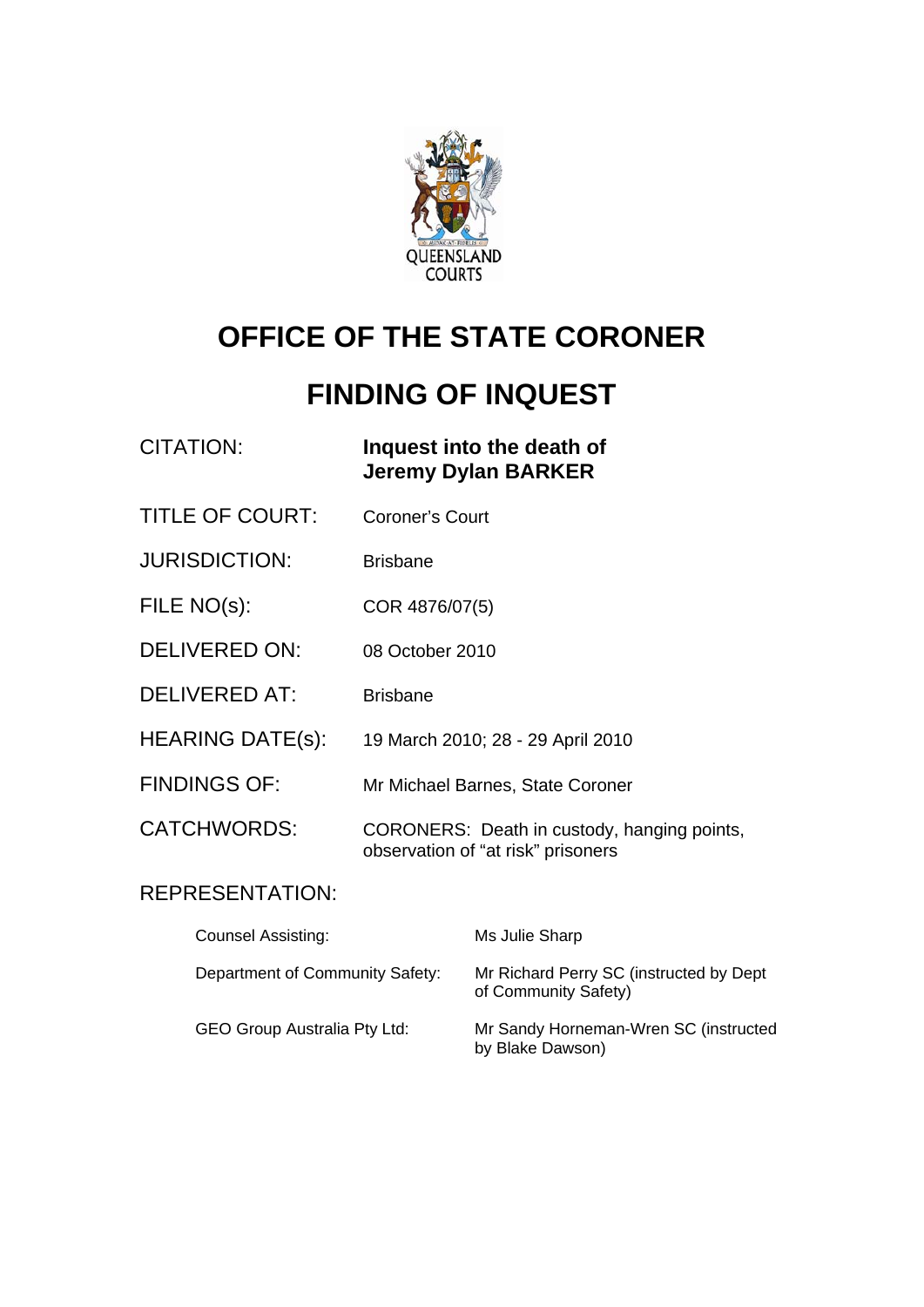QUEENSLAND COURTS

# OFFICE OF THE STATE CORONER

# FINDING OF INQUEST

| | |
|---|---|
| CITATION: | **Inquest into the death of Jeremy Dylan BARKER** |
| TITLE OF COURT: | Coroner's Court |
| JURISDICTION: | Brisbane |
| FILE NO(s): | COR 4876/07(5) |
| DELIVERED ON: | 08 October 2010 |
| DELIVERED AT: | Brisbane |
| HEARING DATE(s): | 19 March 2010; 28 - 29 April 2010 |
| FINDINGS OF: | Mr Michael Barnes, State Coroner |
| CATCHWORDS: | CORONERS: Death in custody, hanging points, observation of "at risk" prisoners |

REPRESENTATION:

| | |
|---|---|
| Counsel Assisting: | Ms Julie Sharp |
| Department of Community Safety: | Mr Richard Perry SC (instructed by Dept of Community Safety) |
| GEO Group Australia Pty Ltd: | Mr Sandy Horneman-Wren SC (instructed by Blake Dawson) |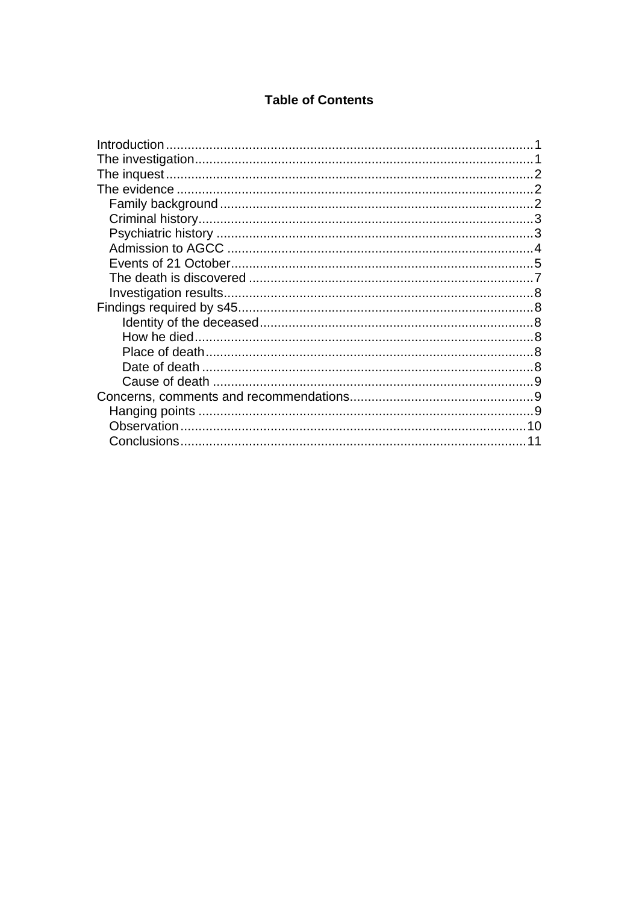# Table of Contents

- Introduction .....1
- The investigation .....1
- The inquest .....2
- The evidence .....2
  - Family background .....2
  - Criminal history .....3
  - Psychiatric history .....3
  - Admission to AGCC .....4
  - Events of 21 October .....5
  - The death is discovered .....7
  - Investigation results .....8
- Findings required by s45 .....8
    - Identity of the deceased .....8
    - How he died .....8
    - Place of death .....8
    - Date of death .....8
    - Cause of death .....9
- Concerns, comments and recommendations .....9
  - Hanging points .....9
  - Observation .....10
  - Conclusions .....11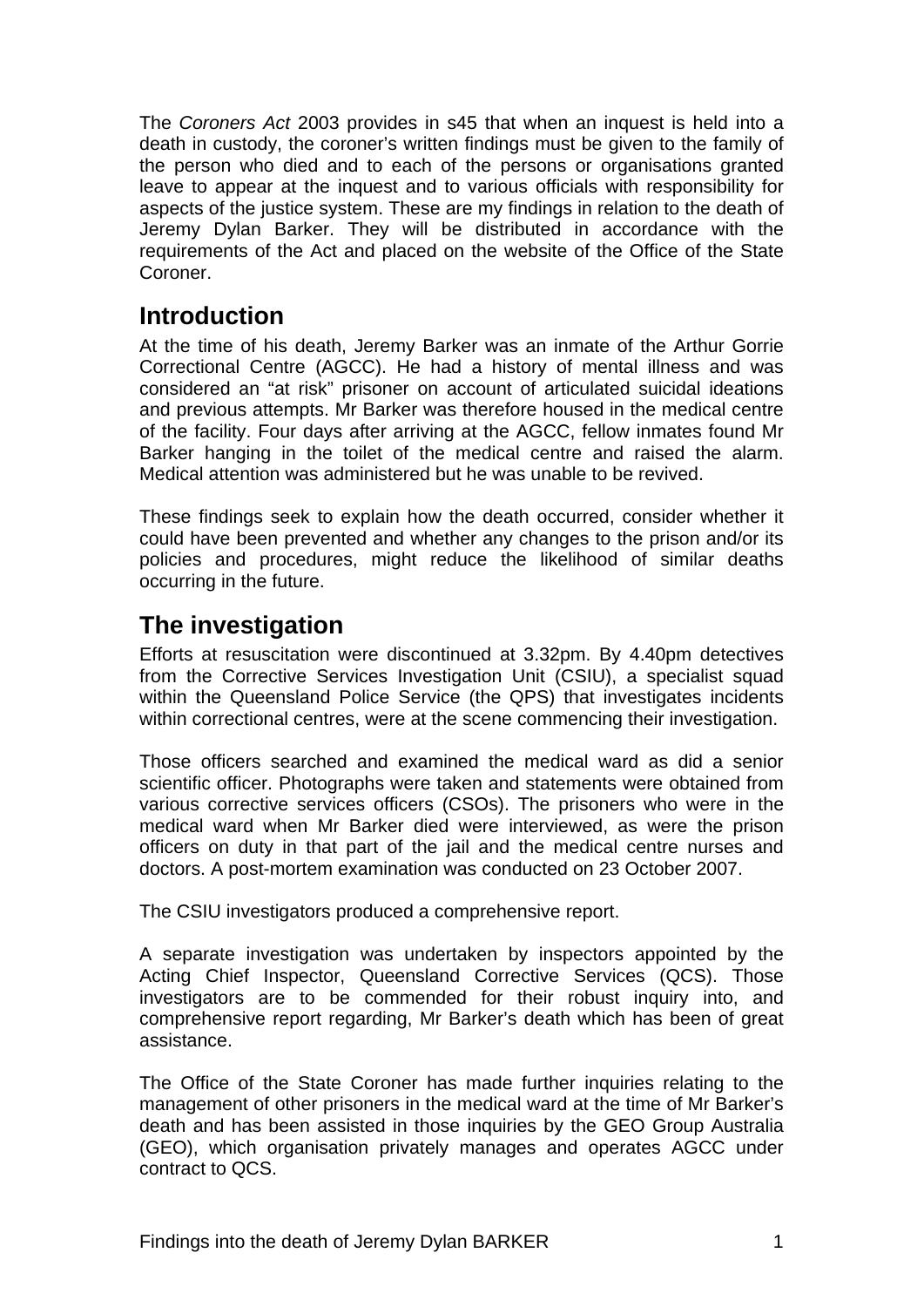The *Coroners Act* 2003 provides in s45 that when an inquest is held into a death in custody, the coroner's written findings must be given to the family of the person who died and to each of the persons or organisations granted leave to appear at the inquest and to various officials with responsibility for aspects of the justice system. These are my findings in relation to the death of Jeremy Dylan Barker. They will be distributed in accordance with the requirements of the Act and placed on the website of the Office of the State Coroner.

## Introduction

At the time of his death, Jeremy Barker was an inmate of the Arthur Gorrie Correctional Centre (AGCC). He had a history of mental illness and was considered an "at risk" prisoner on account of articulated suicidal ideations and previous attempts. Mr Barker was therefore housed in the medical centre of the facility. Four days after arriving at the AGCC, fellow inmates found Mr Barker hanging in the toilet of the medical centre and raised the alarm. Medical attention was administered but he was unable to be revived.

These findings seek to explain how the death occurred, consider whether it could have been prevented and whether any changes to the prison and/or its policies and procedures, might reduce the likelihood of similar deaths occurring in the future.

## The investigation

Efforts at resuscitation were discontinued at 3.32pm. By 4.40pm detectives from the Corrective Services Investigation Unit (CSIU), a specialist squad within the Queensland Police Service (the QPS) that investigates incidents within correctional centres, were at the scene commencing their investigation.

Those officers searched and examined the medical ward as did a senior scientific officer. Photographs were taken and statements were obtained from various corrective services officers (CSOs). The prisoners who were in the medical ward when Mr Barker died were interviewed, as were the prison officers on duty in that part of the jail and the medical centre nurses and doctors. A post-mortem examination was conducted on 23 October 2007.

The CSIU investigators produced a comprehensive report.

A separate investigation was undertaken by inspectors appointed by the Acting Chief Inspector, Queensland Corrective Services (QCS). Those investigators are to be commended for their robust inquiry into, and comprehensive report regarding, Mr Barker's death which has been of great assistance.

The Office of the State Coroner has made further inquiries relating to the management of other prisoners in the medical ward at the time of Mr Barker's death and has been assisted in those inquiries by the GEO Group Australia (GEO), which organisation privately manages and operates AGCC under contract to QCS.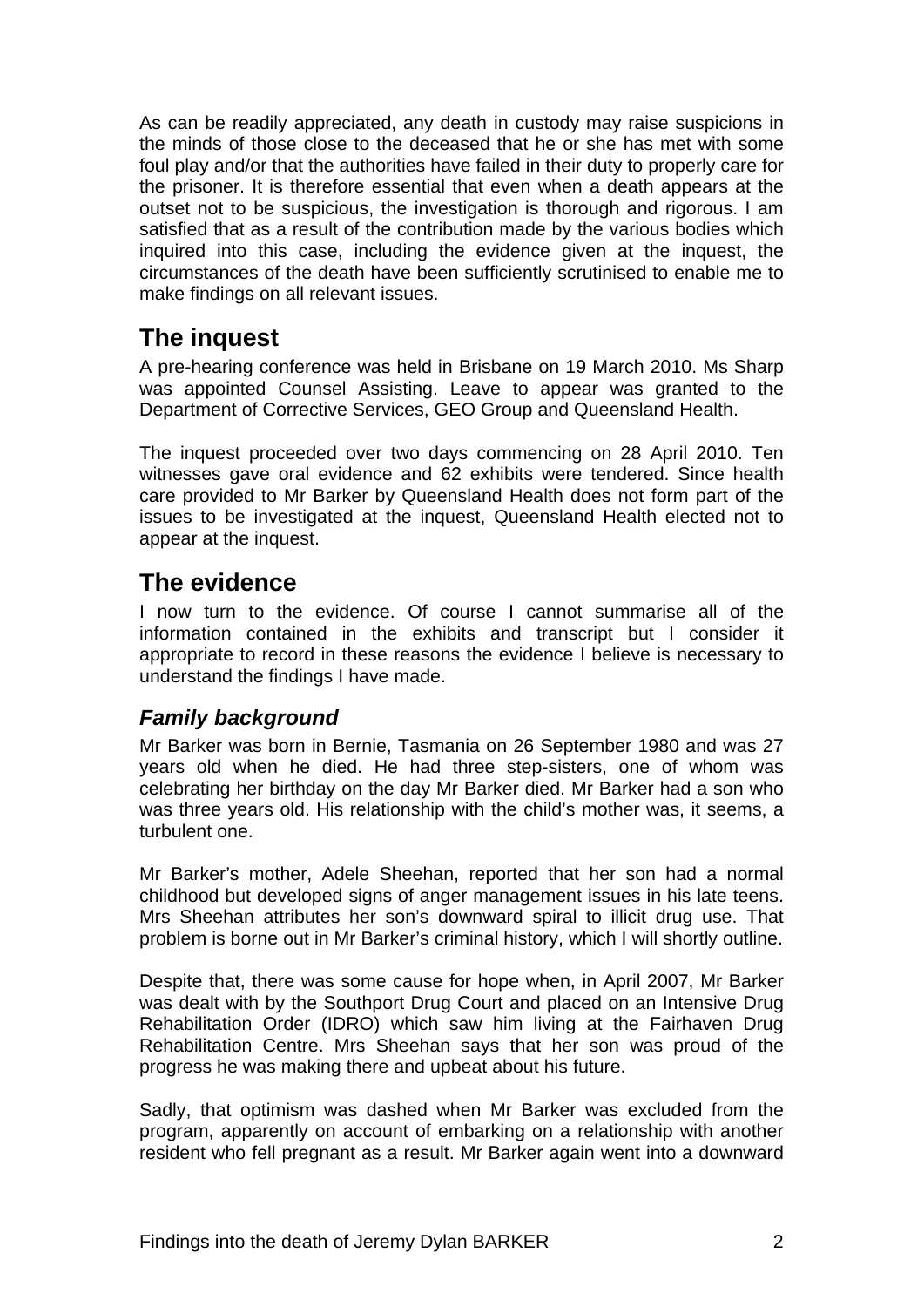As can be readily appreciated, any death in custody may raise suspicions in the minds of those close to the deceased that he or she has met with some foul play and/or that the authorities have failed in their duty to properly care for the prisoner. It is therefore essential that even when a death appears at the outset not to be suspicious, the investigation is thorough and rigorous. I am satisfied that as a result of the contribution made by the various bodies which inquired into this case, including the evidence given at the inquest, the circumstances of the death have been sufficiently scrutinised to enable me to make findings on all relevant issues.

## The inquest

A pre-hearing conference was held in Brisbane on 19 March 2010. Ms Sharp was appointed Counsel Assisting. Leave to appear was granted to the Department of Corrective Services, GEO Group and Queensland Health.

The inquest proceeded over two days commencing on 28 April 2010. Ten witnesses gave oral evidence and 62 exhibits were tendered. Since health care provided to Mr Barker by Queensland Health does not form part of the issues to be investigated at the inquest, Queensland Health elected not to appear at the inquest.

## The evidence

I now turn to the evidence. Of course I cannot summarise all of the information contained in the exhibits and transcript but I consider it appropriate to record in these reasons the evidence I believe is necessary to understand the findings I have made.

### *Family background*

Mr Barker was born in Bernie, Tasmania on 26 September 1980 and was 27 years old when he died. He had three step-sisters, one of whom was celebrating her birthday on the day Mr Barker died. Mr Barker had a son who was three years old. His relationship with the child's mother was, it seems, a turbulent one.

Mr Barker's mother, Adele Sheehan, reported that her son had a normal childhood but developed signs of anger management issues in his late teens. Mrs Sheehan attributes her son's downward spiral to illicit drug use. That problem is borne out in Mr Barker's criminal history, which I will shortly outline.

Despite that, there was some cause for hope when, in April 2007, Mr Barker was dealt with by the Southport Drug Court and placed on an Intensive Drug Rehabilitation Order (IDRO) which saw him living at the Fairhaven Drug Rehabilitation Centre. Mrs Sheehan says that her son was proud of the progress he was making there and upbeat about his future.

Sadly, that optimism was dashed when Mr Barker was excluded from the program, apparently on account of embarking on a relationship with another resident who fell pregnant as a result. Mr Barker again went into a downward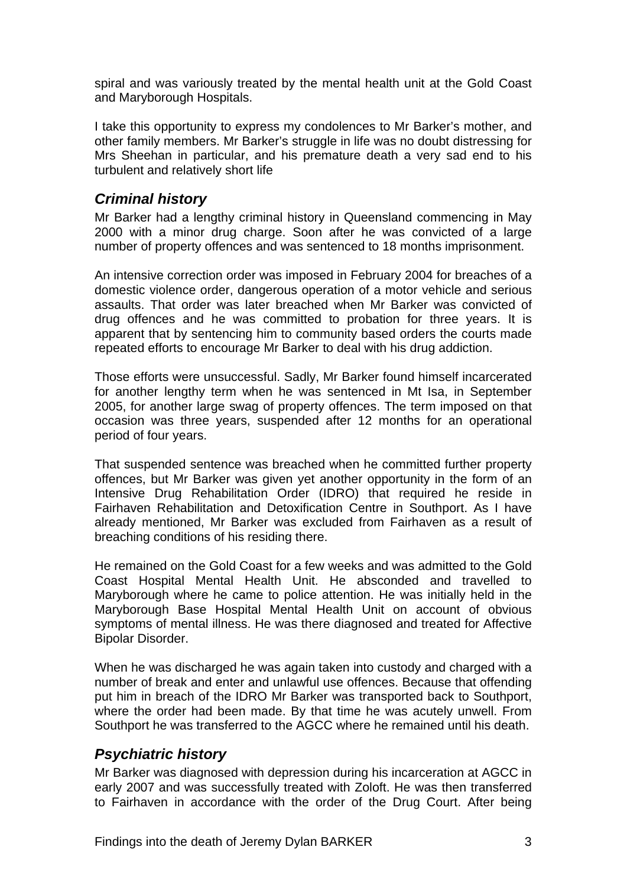spiral and was variously treated by the mental health unit at the Gold Coast and Maryborough Hospitals.

I take this opportunity to express my condolences to Mr Barker's mother, and other family members. Mr Barker's struggle in life was no doubt distressing for Mrs Sheehan in particular, and his premature death a very sad end to his turbulent and relatively short life

## *Criminal history*

Mr Barker had a lengthy criminal history in Queensland commencing in May 2000 with a minor drug charge. Soon after he was convicted of a large number of property offences and was sentenced to 18 months imprisonment.

An intensive correction order was imposed in February 2004 for breaches of a domestic violence order, dangerous operation of a motor vehicle and serious assaults. That order was later breached when Mr Barker was convicted of drug offences and he was committed to probation for three years. It is apparent that by sentencing him to community based orders the courts made repeated efforts to encourage Mr Barker to deal with his drug addiction.

Those efforts were unsuccessful. Sadly, Mr Barker found himself incarcerated for another lengthy term when he was sentenced in Mt Isa, in September 2005, for another large swag of property offences. The term imposed on that occasion was three years, suspended after 12 months for an operational period of four years.

That suspended sentence was breached when he committed further property offences, but Mr Barker was given yet another opportunity in the form of an Intensive Drug Rehabilitation Order (IDRO) that required he reside in Fairhaven Rehabilitation and Detoxification Centre in Southport. As I have already mentioned, Mr Barker was excluded from Fairhaven as a result of breaching conditions of his residing there.

He remained on the Gold Coast for a few weeks and was admitted to the Gold Coast Hospital Mental Health Unit. He absconded and travelled to Maryborough where he came to police attention. He was initially held in the Maryborough Base Hospital Mental Health Unit on account of obvious symptoms of mental illness. He was there diagnosed and treated for Affective Bipolar Disorder.

When he was discharged he was again taken into custody and charged with a number of break and enter and unlawful use offences. Because that offending put him in breach of the IDRO Mr Barker was transported back to Southport, where the order had been made. By that time he was acutely unwell. From Southport he was transferred to the AGCC where he remained until his death.

## *Psychiatric history*

Mr Barker was diagnosed with depression during his incarceration at AGCC in early 2007 and was successfully treated with Zoloft. He was then transferred to Fairhaven in accordance with the order of the Drug Court. After being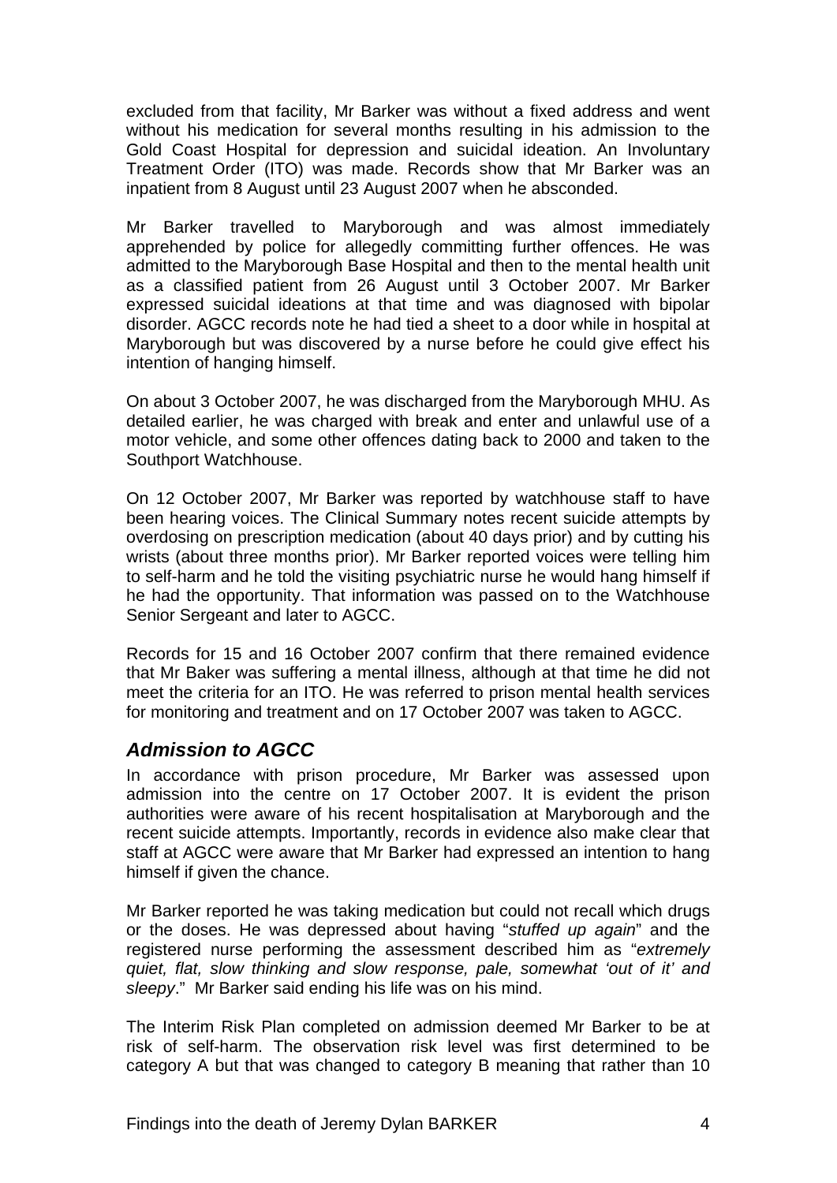excluded from that facility, Mr Barker was without a fixed address and went without his medication for several months resulting in his admission to the Gold Coast Hospital for depression and suicidal ideation. An Involuntary Treatment Order (ITO) was made. Records show that Mr Barker was an inpatient from 8 August until 23 August 2007 when he absconded.

Mr Barker travelled to Maryborough and was almost immediately apprehended by police for allegedly committing further offences. He was admitted to the Maryborough Base Hospital and then to the mental health unit as a classified patient from 26 August until 3 October 2007. Mr Barker expressed suicidal ideations at that time and was diagnosed with bipolar disorder. AGCC records note he had tied a sheet to a door while in hospital at Maryborough but was discovered by a nurse before he could give effect his intention of hanging himself.

On about 3 October 2007, he was discharged from the Maryborough MHU. As detailed earlier, he was charged with break and enter and unlawful use of a motor vehicle, and some other offences dating back to 2000 and taken to the Southport Watchhouse.

On 12 October 2007, Mr Barker was reported by watchhouse staff to have been hearing voices. The Clinical Summary notes recent suicide attempts by overdosing on prescription medication (about 40 days prior) and by cutting his wrists (about three months prior). Mr Barker reported voices were telling him to self-harm and he told the visiting psychiatric nurse he would hang himself if he had the opportunity. That information was passed on to the Watchhouse Senior Sergeant and later to AGCC.

Records for 15 and 16 October 2007 confirm that there remained evidence that Mr Baker was suffering a mental illness, although at that time he did not meet the criteria for an ITO. He was referred to prison mental health services for monitoring and treatment and on 17 October 2007 was taken to AGCC.

## *Admission to AGCC*

In accordance with prison procedure, Mr Barker was assessed upon admission into the centre on 17 October 2007. It is evident the prison authorities were aware of his recent hospitalisation at Maryborough and the recent suicide attempts. Importantly, records in evidence also make clear that staff at AGCC were aware that Mr Barker had expressed an intention to hang himself if given the chance.

Mr Barker reported he was taking medication but could not recall which drugs or the doses. He was depressed about having "*stuffed up again*" and the registered nurse performing the assessment described him as "*extremely quiet, flat, slow thinking and slow response, pale, somewhat 'out of it' and sleepy*." Mr Barker said ending his life was on his mind.

The Interim Risk Plan completed on admission deemed Mr Barker to be at risk of self-harm. The observation risk level was first determined to be category A but that was changed to category B meaning that rather than 10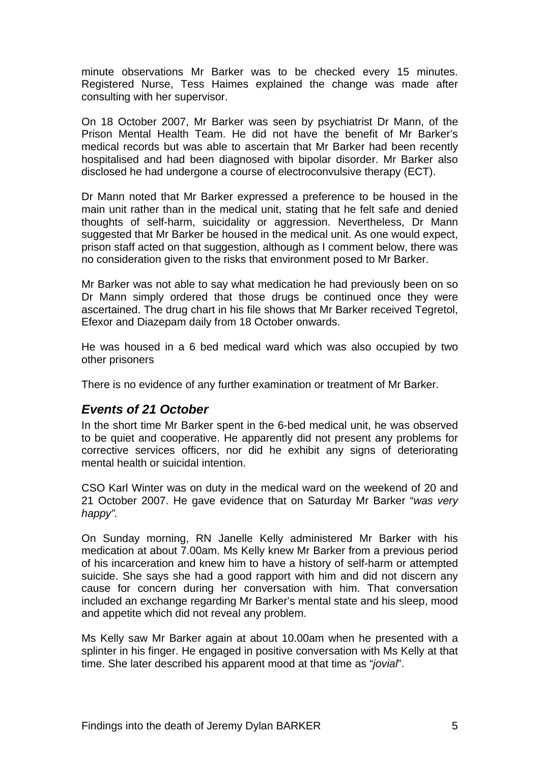minute observations Mr Barker was to be checked every 15 minutes. Registered Nurse, Tess Haimes explained the change was made after consulting with her supervisor.

On 18 October 2007, Mr Barker was seen by psychiatrist Dr Mann, of the Prison Mental Health Team. He did not have the benefit of Mr Barker's medical records but was able to ascertain that Mr Barker had been recently hospitalised and had been diagnosed with bipolar disorder. Mr Barker also disclosed he had undergone a course of electroconvulsive therapy (ECT).

Dr Mann noted that Mr Barker expressed a preference to be housed in the main unit rather than in the medical unit, stating that he felt safe and denied thoughts of self-harm, suicidality or aggression. Nevertheless, Dr Mann suggested that Mr Barker be housed in the medical unit. As one would expect, prison staff acted on that suggestion, although as I comment below, there was no consideration given to the risks that environment posed to Mr Barker.

Mr Barker was not able to say what medication he had previously been on so Dr Mann simply ordered that those drugs be continued once they were ascertained. The drug chart in his file shows that Mr Barker received Tegretol, Efexor and Diazepam daily from 18 October onwards.

He was housed in a 6 bed medical ward which was also occupied by two other prisoners

There is no evidence of any further examination or treatment of Mr Barker.

## *Events of 21 October*

In the short time Mr Barker spent in the 6-bed medical unit, he was observed to be quiet and cooperative. He apparently did not present any problems for corrective services officers, nor did he exhibit any signs of deteriorating mental health or suicidal intention.

CSO Karl Winter was on duty in the medical ward on the weekend of 20 and 21 October 2007. He gave evidence that on Saturday Mr Barker "*was very happy".*

On Sunday morning, RN Janelle Kelly administered Mr Barker with his medication at about 7.00am. Ms Kelly knew Mr Barker from a previous period of his incarceration and knew him to have a history of self-harm or attempted suicide. She says she had a good rapport with him and did not discern any cause for concern during her conversation with him. That conversation included an exchange regarding Mr Barker's mental state and his sleep, mood and appetite which did not reveal any problem.

Ms Kelly saw Mr Barker again at about 10.00am when he presented with a splinter in his finger. He engaged in positive conversation with Ms Kelly at that time. She later described his apparent mood at that time as "*jovial*".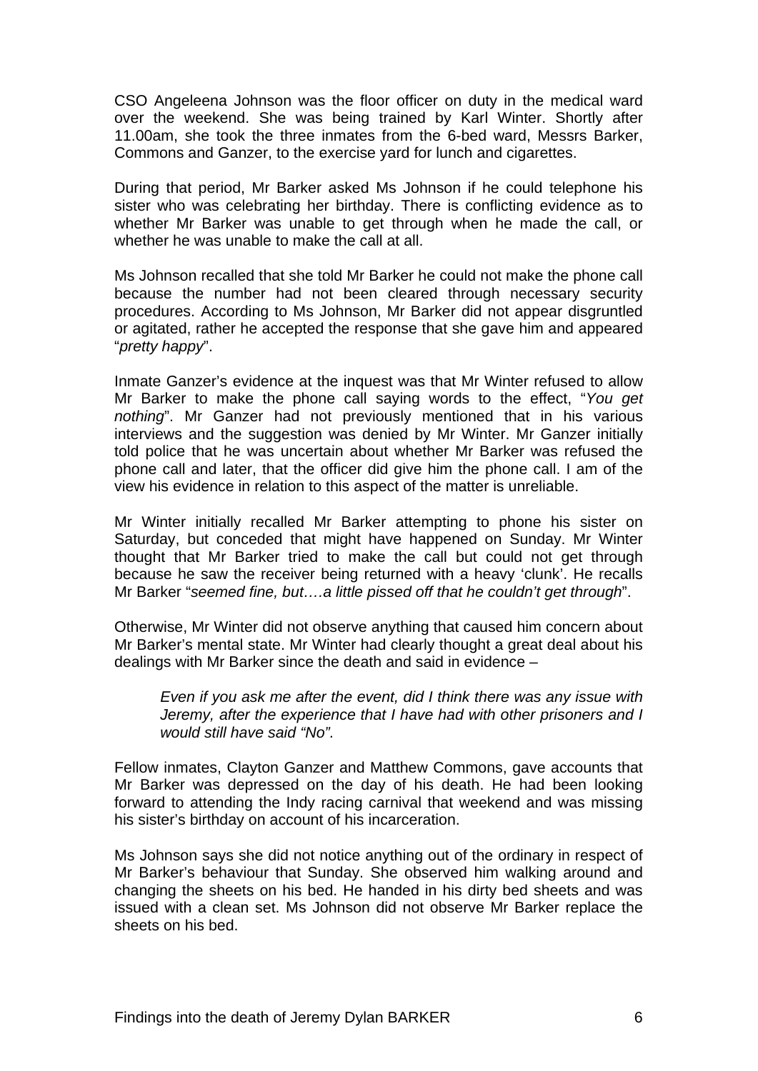CSO Angeleena Johnson was the floor officer on duty in the medical ward over the weekend. She was being trained by Karl Winter. Shortly after 11.00am, she took the three inmates from the 6-bed ward, Messrs Barker, Commons and Ganzer, to the exercise yard for lunch and cigarettes.

During that period, Mr Barker asked Ms Johnson if he could telephone his sister who was celebrating her birthday. There is conflicting evidence as to whether Mr Barker was unable to get through when he made the call, or whether he was unable to make the call at all.

Ms Johnson recalled that she told Mr Barker he could not make the phone call because the number had not been cleared through necessary security procedures. According to Ms Johnson, Mr Barker did not appear disgruntled or agitated, rather he accepted the response that she gave him and appeared "*pretty happy*".

Inmate Ganzer's evidence at the inquest was that Mr Winter refused to allow Mr Barker to make the phone call saying words to the effect, "*You get nothing*". Mr Ganzer had not previously mentioned that in his various interviews and the suggestion was denied by Mr Winter. Mr Ganzer initially told police that he was uncertain about whether Mr Barker was refused the phone call and later, that the officer did give him the phone call. I am of the view his evidence in relation to this aspect of the matter is unreliable.

Mr Winter initially recalled Mr Barker attempting to phone his sister on Saturday, but conceded that might have happened on Sunday. Mr Winter thought that Mr Barker tried to make the call but could not get through because he saw the receiver being returned with a heavy 'clunk'. He recalls Mr Barker "*seemed fine, but….a little pissed off that he couldn't get through*".

Otherwise, Mr Winter did not observe anything that caused him concern about Mr Barker's mental state. Mr Winter had clearly thought a great deal about his dealings with Mr Barker since the death and said in evidence –

> *Even if you ask me after the event, did I think there was any issue with Jeremy, after the experience that I have had with other prisoners and I would still have said "No".*

Fellow inmates, Clayton Ganzer and Matthew Commons, gave accounts that Mr Barker was depressed on the day of his death. He had been looking forward to attending the Indy racing carnival that weekend and was missing his sister's birthday on account of his incarceration.

Ms Johnson says she did not notice anything out of the ordinary in respect of Mr Barker's behaviour that Sunday. She observed him walking around and changing the sheets on his bed. He handed in his dirty bed sheets and was issued with a clean set. Ms Johnson did not observe Mr Barker replace the sheets on his bed.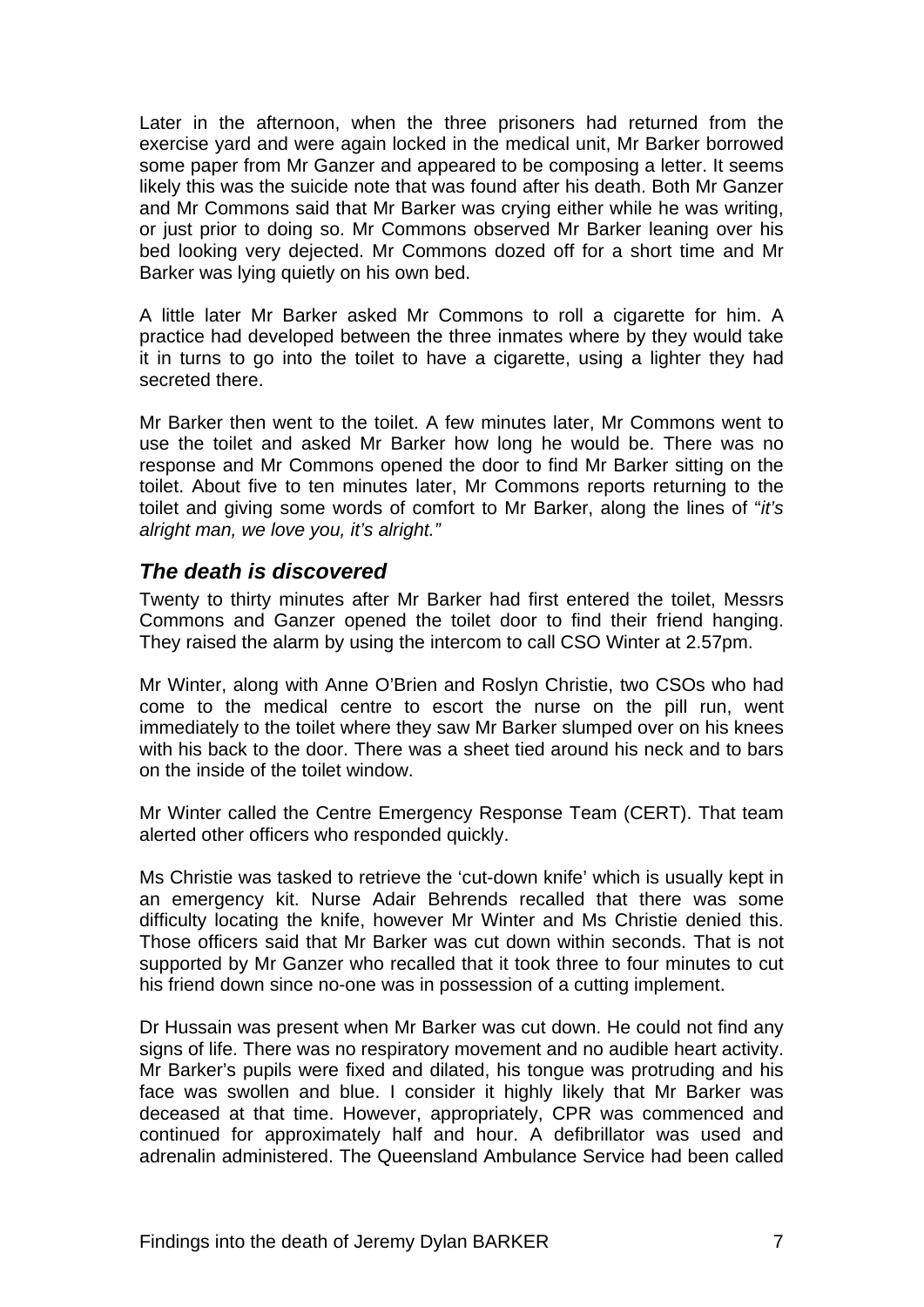Later in the afternoon, when the three prisoners had returned from the exercise yard and were again locked in the medical unit, Mr Barker borrowed some paper from Mr Ganzer and appeared to be composing a letter. It seems likely this was the suicide note that was found after his death. Both Mr Ganzer and Mr Commons said that Mr Barker was crying either while he was writing, or just prior to doing so. Mr Commons observed Mr Barker leaning over his bed looking very dejected. Mr Commons dozed off for a short time and Mr Barker was lying quietly on his own bed.

A little later Mr Barker asked Mr Commons to roll a cigarette for him. A practice had developed between the three inmates where by they would take it in turns to go into the toilet to have a cigarette, using a lighter they had secreted there.

Mr Barker then went to the toilet. A few minutes later, Mr Commons went to use the toilet and asked Mr Barker how long he would be. There was no response and Mr Commons opened the door to find Mr Barker sitting on the toilet. About five to ten minutes later, Mr Commons reports returning to the toilet and giving some words of comfort to Mr Barker, along the lines of "*it's alright man, we love you, it's alright.*"

### *The death is discovered*

Twenty to thirty minutes after Mr Barker had first entered the toilet, Messrs Commons and Ganzer opened the toilet door to find their friend hanging. They raised the alarm by using the intercom to call CSO Winter at 2.57pm.

Mr Winter, along with Anne O'Brien and Roslyn Christie, two CSOs who had come to the medical centre to escort the nurse on the pill run, went immediately to the toilet where they saw Mr Barker slumped over on his knees with his back to the door. There was a sheet tied around his neck and to bars on the inside of the toilet window.

Mr Winter called the Centre Emergency Response Team (CERT). That team alerted other officers who responded quickly.

Ms Christie was tasked to retrieve the 'cut-down knife' which is usually kept in an emergency kit. Nurse Adair Behrends recalled that there was some difficulty locating the knife, however Mr Winter and Ms Christie denied this. Those officers said that Mr Barker was cut down within seconds. That is not supported by Mr Ganzer who recalled that it took three to four minutes to cut his friend down since no-one was in possession of a cutting implement.

Dr Hussain was present when Mr Barker was cut down. He could not find any signs of life. There was no respiratory movement and no audible heart activity. Mr Barker's pupils were fixed and dilated, his tongue was protruding and his face was swollen and blue. I consider it highly likely that Mr Barker was deceased at that time. However, appropriately, CPR was commenced and continued for approximately half and hour. A defibrillator was used and adrenalin administered. The Queensland Ambulance Service had been called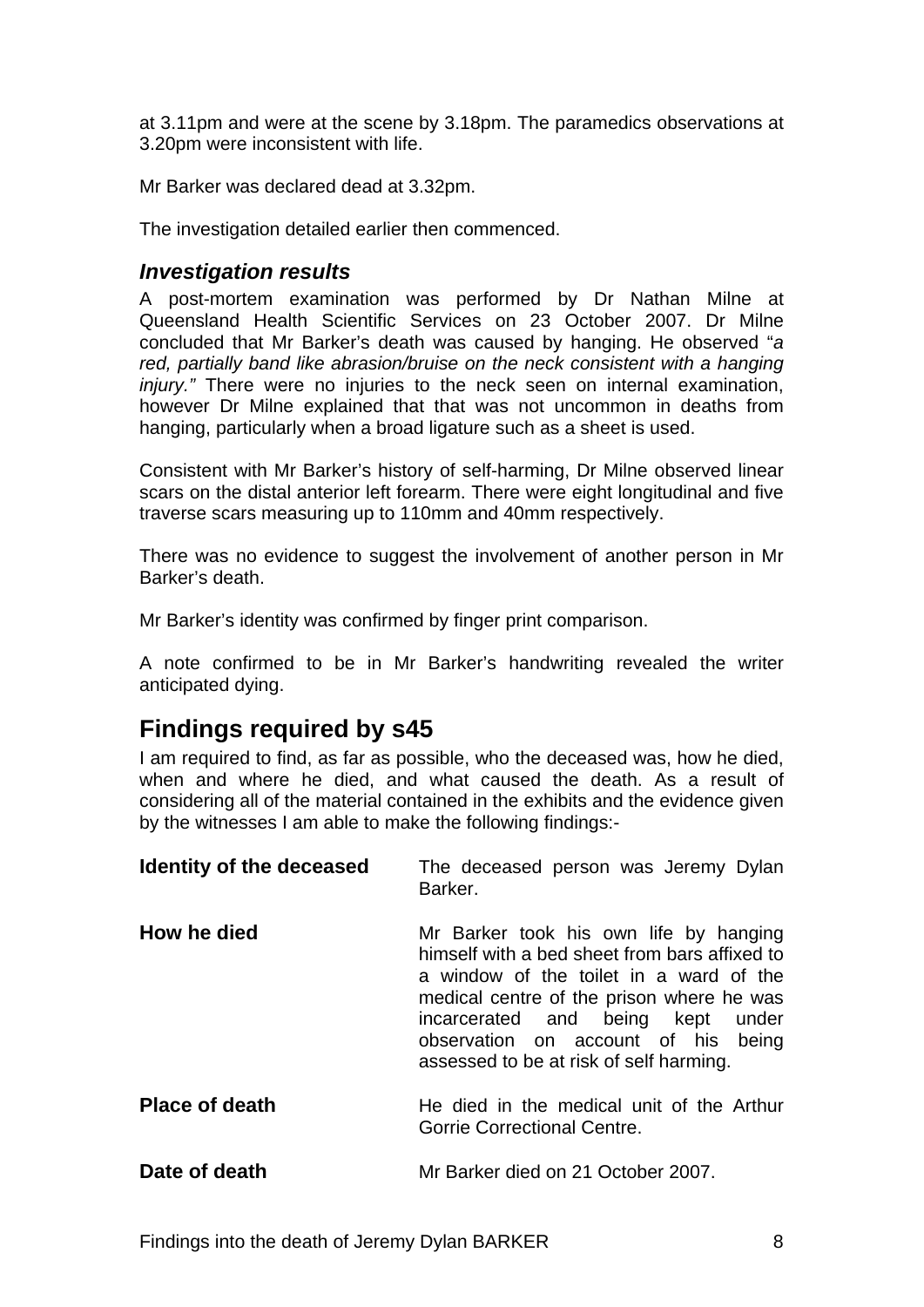at 3.11pm and were at the scene by 3.18pm. The paramedics observations at 3.20pm were inconsistent with life.

Mr Barker was declared dead at 3.32pm.

The investigation detailed earlier then commenced.

### *Investigation results*

A post-mortem examination was performed by Dr Nathan Milne at Queensland Health Scientific Services on 23 October 2007. Dr Milne concluded that Mr Barker's death was caused by hanging. He observed "*a red, partially band like abrasion/bruise on the neck consistent with a hanging injury.*" There were no injuries to the neck seen on internal examination, however Dr Milne explained that that was not uncommon in deaths from hanging, particularly when a broad ligature such as a sheet is used.

Consistent with Mr Barker's history of self-harming, Dr Milne observed linear scars on the distal anterior left forearm. There were eight longitudinal and five traverse scars measuring up to 110mm and 40mm respectively.

There was no evidence to suggest the involvement of another person in Mr Barker's death.

Mr Barker's identity was confirmed by finger print comparison.

A note confirmed to be in Mr Barker's handwriting revealed the writer anticipated dying.

## Findings required by s45

I am required to find, as far as possible, who the deceased was, how he died, when and where he died, and what caused the death. As a result of considering all of the material contained in the exhibits and the evidence given by the witnesses I am able to make the following findings:-

**Identity of the deceased** The deceased person was Jeremy Dylan Barker.

**How he died** Mr Barker took his own life by hanging himself with a bed sheet from bars affixed to a window of the toilet in a ward of the medical centre of the prison where he was incarcerated and being kept under observation on account of his being assessed to be at risk of self harming.

**Place of death** He died in the medical unit of the Arthur Gorrie Correctional Centre.

**Date of death** Mr Barker died on 21 October 2007.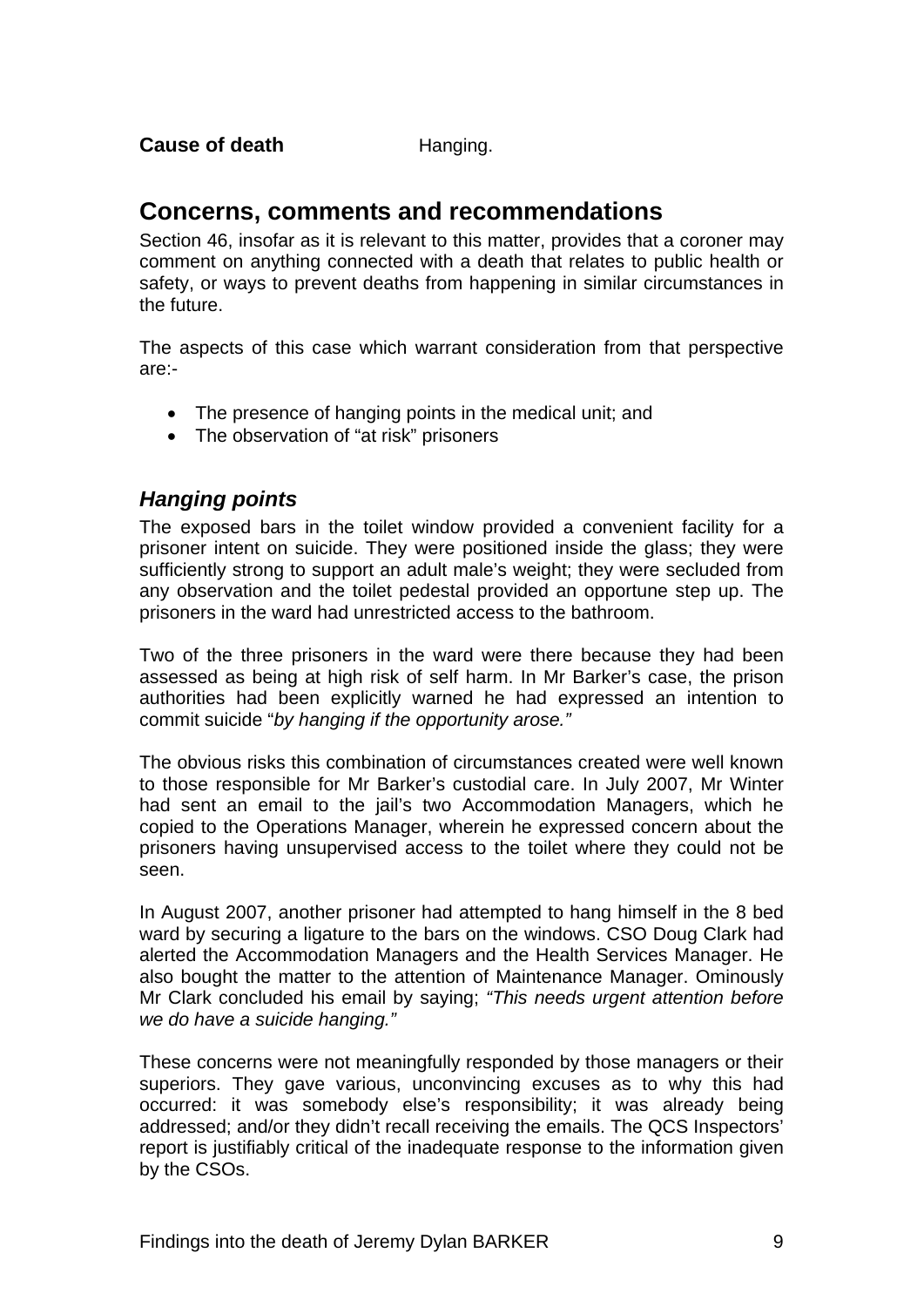**Cause of death** Hanging.

## Concerns, comments and recommendations

Section 46, insofar as it is relevant to this matter, provides that a coroner may comment on anything connected with a death that relates to public health or safety, or ways to prevent deaths from happening in similar circumstances in the future.

The aspects of this case which warrant consideration from that perspective are:-

- The presence of hanging points in the medical unit; and
- The observation of "at risk" prisoners

### *Hanging points*

The exposed bars in the toilet window provided a convenient facility for a prisoner intent on suicide. They were positioned inside the glass; they were sufficiently strong to support an adult male's weight; they were secluded from any observation and the toilet pedestal provided an opportune step up. The prisoners in the ward had unrestricted access to the bathroom.

Two of the three prisoners in the ward were there because they had been assessed as being at high risk of self harm. In Mr Barker's case, the prison authorities had been explicitly warned he had expressed an intention to commit suicide "*by hanging if the opportunity arose."*

The obvious risks this combination of circumstances created were well known to those responsible for Mr Barker's custodial care. In July 2007, Mr Winter had sent an email to the jail's two Accommodation Managers, which he copied to the Operations Manager, wherein he expressed concern about the prisoners having unsupervised access to the toilet where they could not be seen.

In August 2007, another prisoner had attempted to hang himself in the 8 bed ward by securing a ligature to the bars on the windows. CSO Doug Clark had alerted the Accommodation Managers and the Health Services Manager. He also bought the matter to the attention of Maintenance Manager. Ominously Mr Clark concluded his email by saying; *"This needs urgent attention before we do have a suicide hanging."*

These concerns were not meaningfully responded by those managers or their superiors. They gave various, unconvincing excuses as to why this had occurred: it was somebody else's responsibility; it was already being addressed; and/or they didn't recall receiving the emails. The QCS Inspectors' report is justifiably critical of the inadequate response to the information given by the CSOs.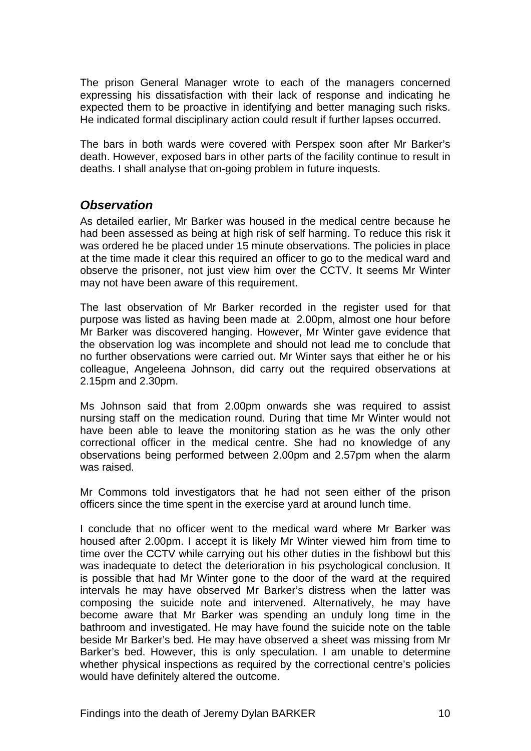The prison General Manager wrote to each of the managers concerned expressing his dissatisfaction with their lack of response and indicating he expected them to be proactive in identifying and better managing such risks. He indicated formal disciplinary action could result if further lapses occurred.

The bars in both wards were covered with Perspex soon after Mr Barker's death. However, exposed bars in other parts of the facility continue to result in deaths. I shall analyse that on-going problem in future inquests.

### *Observation*

As detailed earlier, Mr Barker was housed in the medical centre because he had been assessed as being at high risk of self harming. To reduce this risk it was ordered he be placed under 15 minute observations. The policies in place at the time made it clear this required an officer to go to the medical ward and observe the prisoner, not just view him over the CCTV. It seems Mr Winter may not have been aware of this requirement.

The last observation of Mr Barker recorded in the register used for that purpose was listed as having been made at 2.00pm, almost one hour before Mr Barker was discovered hanging. However, Mr Winter gave evidence that the observation log was incomplete and should not lead me to conclude that no further observations were carried out. Mr Winter says that either he or his colleague, Angeleena Johnson, did carry out the required observations at 2.15pm and 2.30pm.

Ms Johnson said that from 2.00pm onwards she was required to assist nursing staff on the medication round. During that time Mr Winter would not have been able to leave the monitoring station as he was the only other correctional officer in the medical centre. She had no knowledge of any observations being performed between 2.00pm and 2.57pm when the alarm was raised.

Mr Commons told investigators that he had not seen either of the prison officers since the time spent in the exercise yard at around lunch time.

I conclude that no officer went to the medical ward where Mr Barker was housed after 2.00pm. I accept it is likely Mr Winter viewed him from time to time over the CCTV while carrying out his other duties in the fishbowl but this was inadequate to detect the deterioration in his psychological conclusion. It is possible that had Mr Winter gone to the door of the ward at the required intervals he may have observed Mr Barker's distress when the latter was composing the suicide note and intervened. Alternatively, he may have become aware that Mr Barker was spending an unduly long time in the bathroom and investigated. He may have found the suicide note on the table beside Mr Barker's bed. He may have observed a sheet was missing from Mr Barker's bed. However, this is only speculation. I am unable to determine whether physical inspections as required by the correctional centre's policies would have definitely altered the outcome.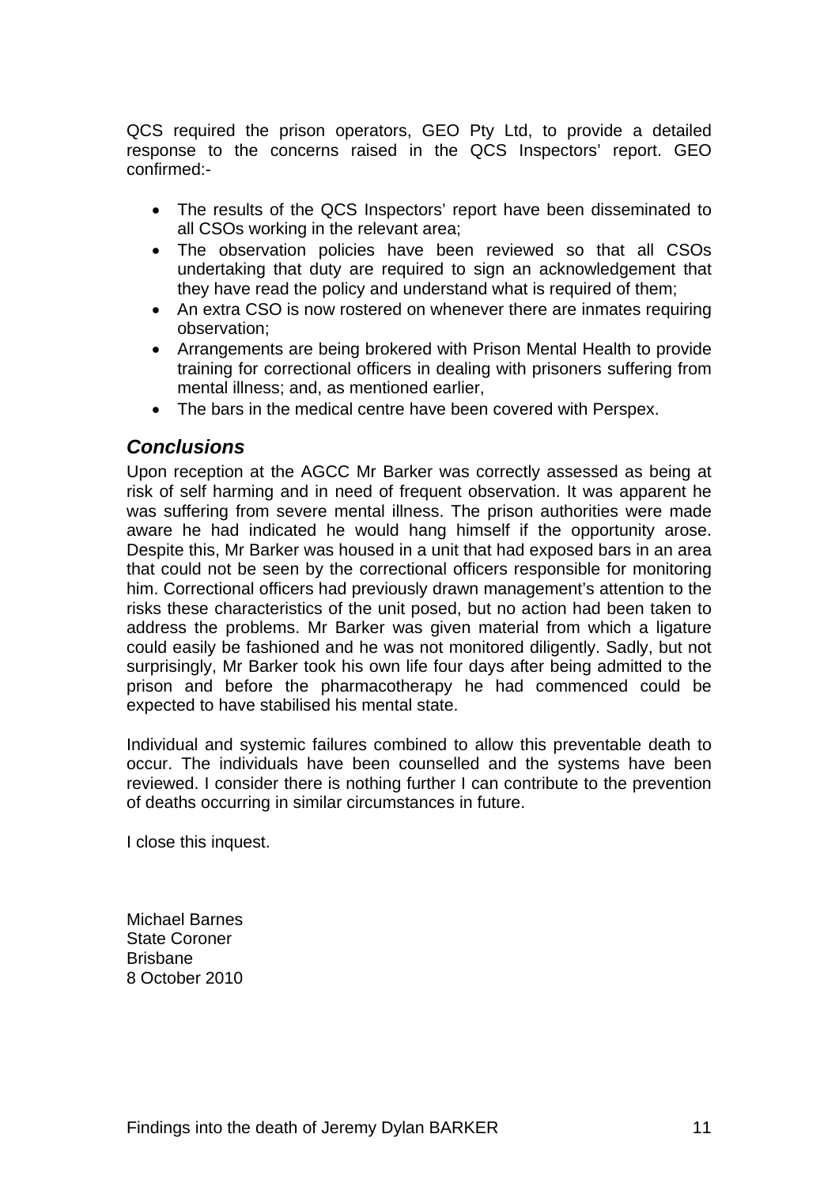QCS required the prison operators, GEO Pty Ltd, to provide a detailed response to the concerns raised in the QCS Inspectors' report. GEO confirmed:-

- The results of the QCS Inspectors' report have been disseminated to all CSOs working in the relevant area;
- The observation policies have been reviewed so that all CSOs undertaking that duty are required to sign an acknowledgement that they have read the policy and understand what is required of them;
- An extra CSO is now rostered on whenever there are inmates requiring observation;
- Arrangements are being brokered with Prison Mental Health to provide training for correctional officers in dealing with prisoners suffering from mental illness; and, as mentioned earlier,
- The bars in the medical centre have been covered with Perspex.

## *Conclusions*

Upon reception at the AGCC Mr Barker was correctly assessed as being at risk of self harming and in need of frequent observation. It was apparent he was suffering from severe mental illness. The prison authorities were made aware he had indicated he would hang himself if the opportunity arose. Despite this, Mr Barker was housed in a unit that had exposed bars in an area that could not be seen by the correctional officers responsible for monitoring him. Correctional officers had previously drawn management's attention to the risks these characteristics of the unit posed, but no action had been taken to address the problems. Mr Barker was given material from which a ligature could easily be fashioned and he was not monitored diligently. Sadly, but not surprisingly, Mr Barker took his own life four days after being admitted to the prison and before the pharmacotherapy he had commenced could be expected to have stabilised his mental state.

Individual and systemic failures combined to allow this preventable death to occur. The individuals have been counselled and the systems have been reviewed. I consider there is nothing further I can contribute to the prevention of deaths occurring in similar circumstances in future.

I close this inquest.

Michael Barnes
State Coroner
Brisbane
8 October 2010